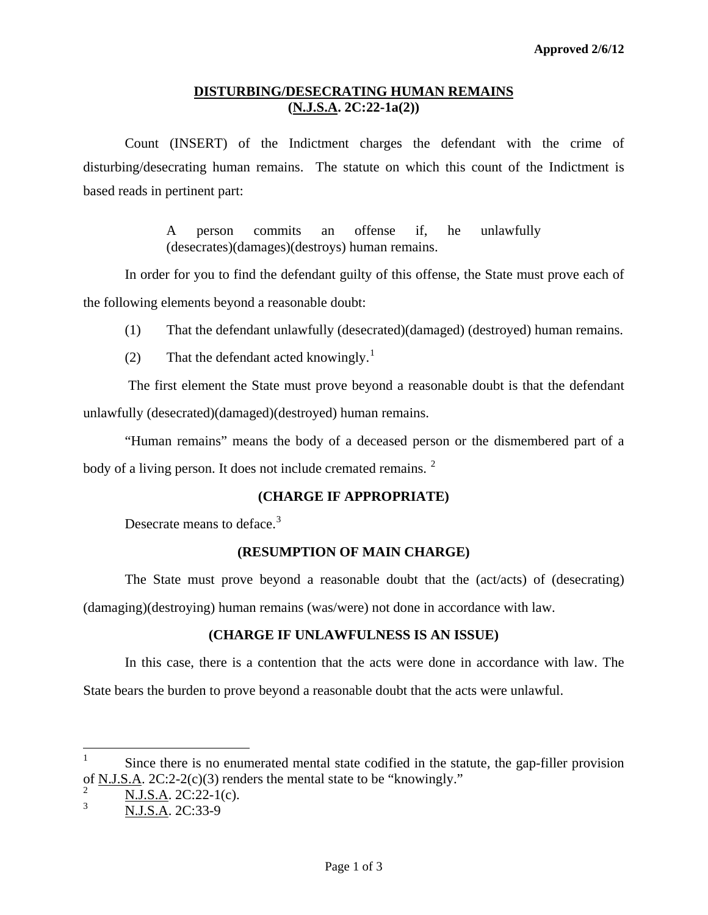Approved 2/6/12

## DISTURBING/DESECRATING HUMAN REMAINS
## (N.J.S.A. 2C:22-1a(2))

Count (INSERT) of the Indictment charges the defendant with the crime of disturbing/desecrating human remains. The statute on which this count of the Indictment is based reads in pertinent part:

> A person commits an offense if, he unlawfully (desecrates)(damages)(destroys) human remains.

In order for you to find the defendant guilty of this offense, the State must prove each of the following elements beyond a reasonable doubt:

(1) That the defendant unlawfully (desecrated)(damaged) (destroyed) human remains.

(2) That the defendant acted knowingly.[1]

The first element the State must prove beyond a reasonable doubt is that the defendant unlawfully (desecrated)(damaged)(destroyed) human remains.

"Human remains" means the body of a deceased person or the dismembered part of a body of a living person. It does not include cremated remains. [2]

**(CHARGE IF APPROPRIATE)**

Desecrate means to deface.[3]

**(RESUMPTION OF MAIN CHARGE)**

The State must prove beyond a reasonable doubt that the (act/acts) of (desecrating) (damaging)(destroying) human remains (was/were) not done in accordance with law.

**(CHARGE IF UNLAWFULNESS IS AN ISSUE)**

In this case, there is a contention that the acts were done in accordance with law. The State bears the burden to prove beyond a reasonable doubt that the acts were unlawful.

---

[1] Since there is no enumerated mental state codified in the statute, the gap-filler provision of N.J.S.A. 2C:2-2(c)(3) renders the mental state to be "knowingly."

[2] N.J.S.A. 2C:22-1(c).

[3] N.J.S.A. 2C:33-9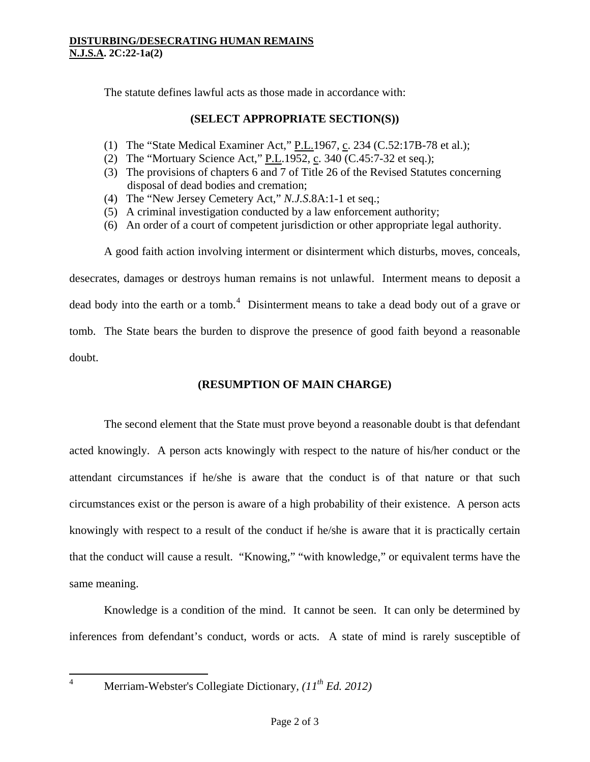The statute defines lawful acts as those made in accordance with:

**(SELECT APPROPRIATE SECTION(S))**

(1) The "State Medical Examiner Act," P.L.1967, c. 234 (C.52:17B-78 et al.);
(2) The "Mortuary Science Act," P.L.1952, c. 340 (C.45:7-32 et seq.);
(3) The provisions of chapters 6 and 7 of Title 26 of the Revised Statutes concerning disposal of dead bodies and cremation;
(4) The "New Jersey Cemetery Act," *N.J.S.*8A:1-1 et seq.;
(5) A criminal investigation conducted by a law enforcement authority;
(6) An order of a court of competent jurisdiction or other appropriate legal authority.

A good faith action involving interment or disinterment which disturbs, moves, conceals, desecrates, damages or destroys human remains is not unlawful. Interment means to deposit a dead body into the earth or a tomb.[4] Disinterment means to take a dead body out of a grave or tomb. The State bears the burden to disprove the presence of good faith beyond a reasonable doubt.

**(RESUMPTION OF MAIN CHARGE)**

The second element that the State must prove beyond a reasonable doubt is that defendant acted knowingly. A person acts knowingly with respect to the nature of his/her conduct or the attendant circumstances if he/she is aware that the conduct is of that nature or that such circumstances exist or the person is aware of a high probability of their existence. A person acts knowingly with respect to a result of the conduct if he/she is aware that it is practically certain that the conduct will cause a result. "Knowing," "with knowledge," or equivalent terms have the same meaning.

Knowledge is a condition of the mind. It cannot be seen. It can only be determined by inferences from defendant's conduct, words or acts. A state of mind is rarely susceptible of

---

[4] Merriam-Webster's Collegiate Dictionary, *(11th Ed. 2012)*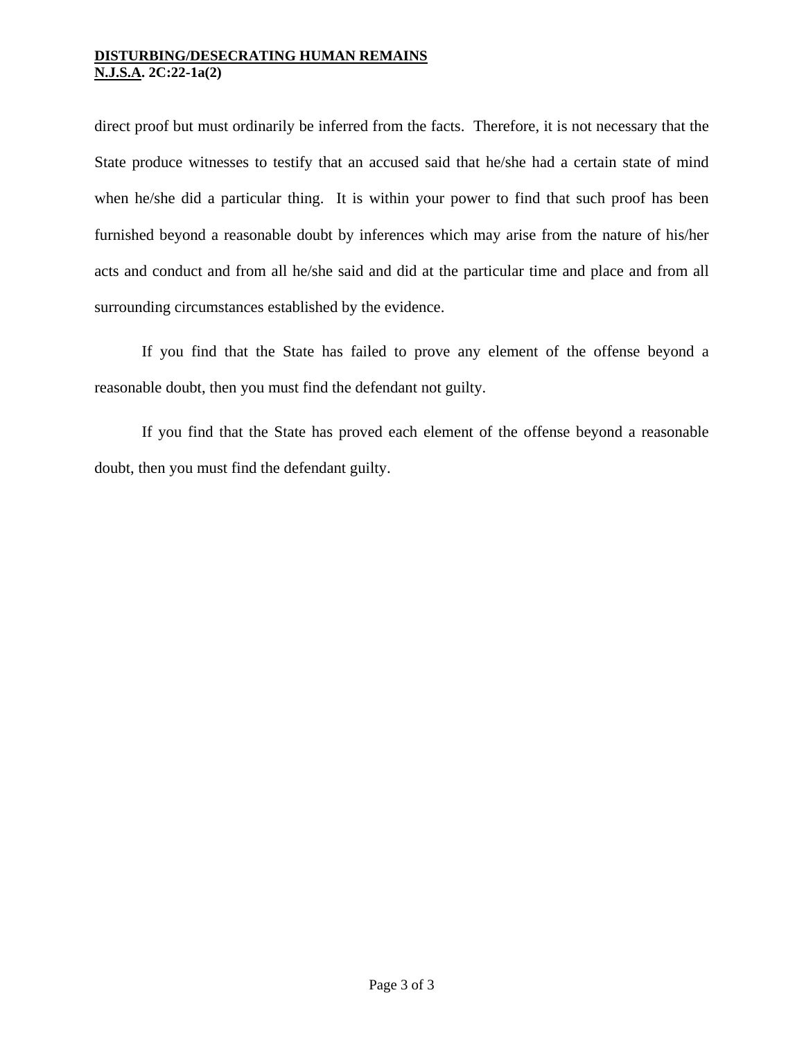direct proof but must ordinarily be inferred from the facts. Therefore, it is not necessary that the State produce witnesses to testify that an accused said that he/she had a certain state of mind when he/she did a particular thing. It is within your power to find that such proof has been furnished beyond a reasonable doubt by inferences which may arise from the nature of his/her acts and conduct and from all he/she said and did at the particular time and place and from all surrounding circumstances established by the evidence.

If you find that the State has failed to prove any element of the offense beyond a reasonable doubt, then you must find the defendant not guilty.

If you find that the State has proved each element of the offense beyond a reasonable doubt, then you must find the defendant guilty.